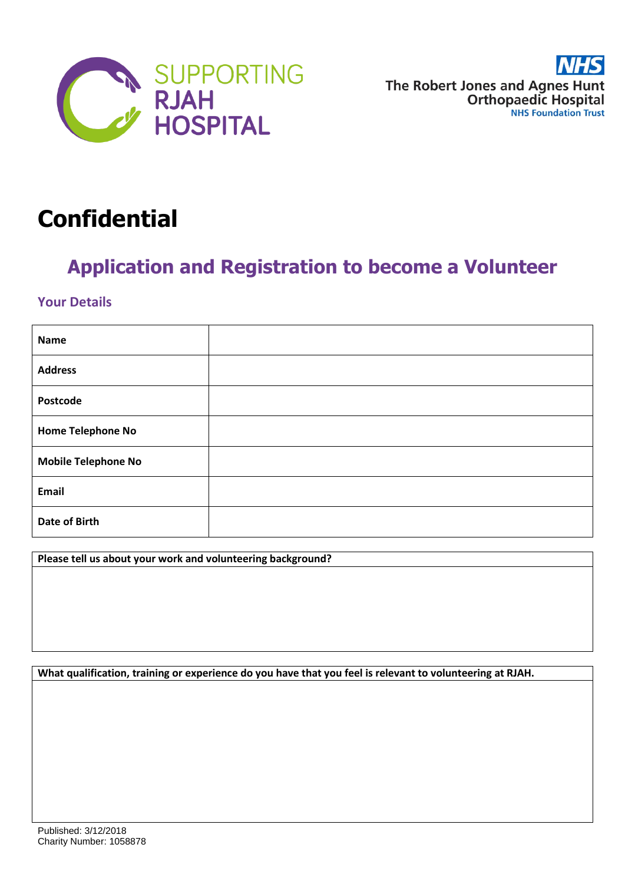SUPPORTING RJAH HOSPITAL

NHS
The Robert Jones and Agnes Hunt Orthopaedic Hospital
NHS Foundation Trust

# Confidential

## Application and Registration to become a Volunteer

### Your Details

| **Name** | |
|---|---|
| **Address** | |
| **Postcode** | |
| **Home Telephone No** | |
| **Mobile Telephone No** | |
| **Email** | |
| **Date of Birth** | |

| **Please tell us about your work and volunteering background?** |
|---|
| |

| **What qualification, training or experience do you have that you feel is relevant to volunteering at RJAH.** |
|---|
| |

Published: 3/12/2018
Charity Number: 1058878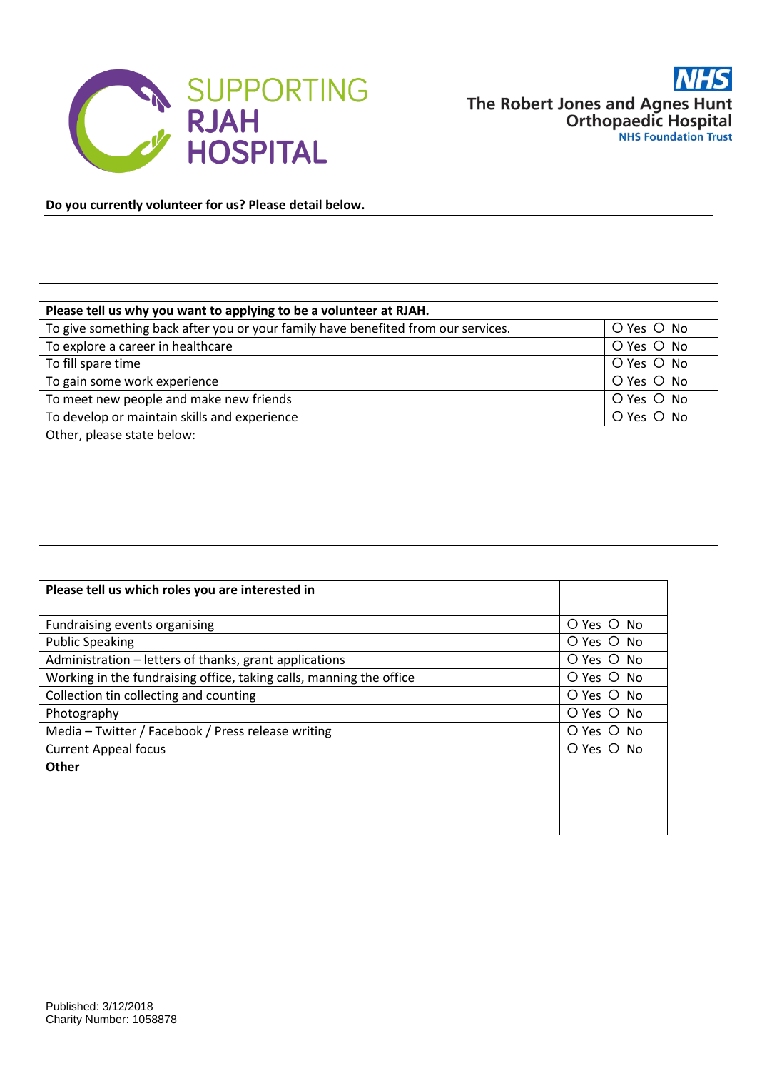SUPPORTING RJAH HOSPITAL

NHS The Robert Jones and Agnes Hunt Orthopaedic Hospital NHS Foundation Trust

| **Do you currently volunteer for us? Please detail below.** |
| --- |
| |

| **Please tell us why you want to applying to be a volunteer at RJAH.** | |
| --- | --- |
| To give something back after you or your family have benefited from our services. | ○ Yes ○ No |
| To explore a career in healthcare | ○ Yes ○ No |
| To fill spare time | ○ Yes ○ No |
| To gain some work experience | ○ Yes ○ No |
| To meet new people and make new friends | ○ Yes ○ No |
| To develop or maintain skills and experience | ○ Yes ○ No |
| Other, please state below: | |

| **Please tell us which roles you are interested in** | |
| --- | --- |
| Fundraising events organising | ○ Yes ○ No |
| Public Speaking | ○ Yes ○ No |
| Administration – letters of thanks, grant applications | ○ Yes ○ No |
| Working in the fundraising office, taking calls, manning the office | ○ Yes ○ No |
| Collection tin collecting and counting | ○ Yes ○ No |
| Photography | ○ Yes ○ No |
| Media – Twitter / Facebook / Press release writing | ○ Yes ○ No |
| Current Appeal focus | ○ Yes ○ No |
| **Other** | |

Published: 3/12/2018
Charity Number: 1058878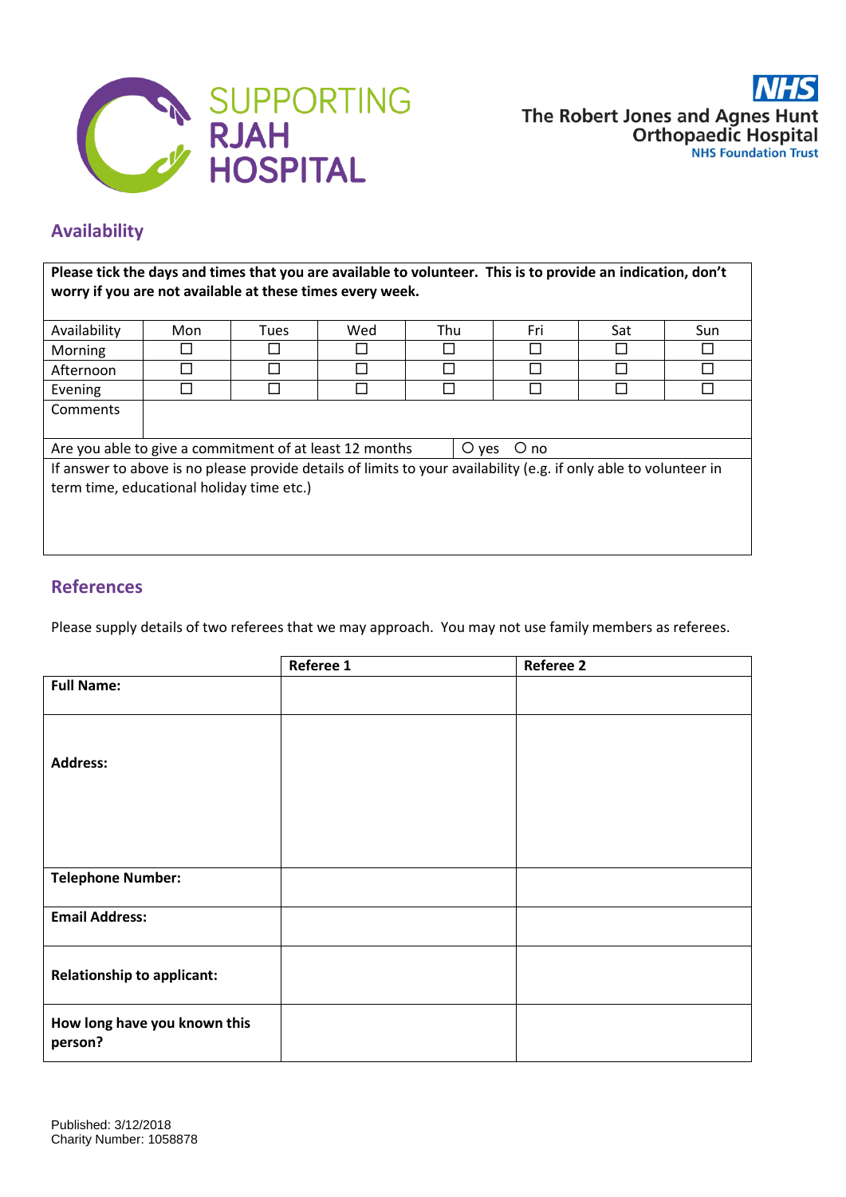SUPPORTING RJAH HOSPITAL

NHS The Robert Jones and Agnes Hunt Orthopaedic Hospital NHS Foundation Trust

## Availability

**Please tick the days and times that you are available to volunteer. This is to provide an indication, don't worry if you are not available at these times every week.**

| Availability | Mon | Tues | Wed | Thu | Fri | Sat | Sun |
|---|---|---|---|---|---|---|---|
| Morning | ☐ | ☐ | ☐ | ☐ | ☐ | ☐ | ☐ |
| Afternoon | ☐ | ☐ | ☐ | ☐ | ☐ | ☐ | ☐ |
| Evening | ☐ | ☐ | ☐ | ☐ | ☐ | ☐ | ☐ |
| Comments | | | | | | | |

Are you able to give a commitment of at least 12 months ○ yes ○ no

If answer to above is no please provide details of limits to your availability (e.g. if only able to volunteer in term time, educational holiday time etc.)

## References

Please supply details of two referees that we may approach. You may not use family members as referees.

| | **Referee 1** | **Referee 2** |
|---|---|---|
| **Full Name:** | | |
| **Address:** | | |
| **Telephone Number:** | | |
| **Email Address:** | | |
| **Relationship to applicant:** | | |
| **How long have you known this person?** | | |

Published: 3/12/2018
Charity Number: 1058878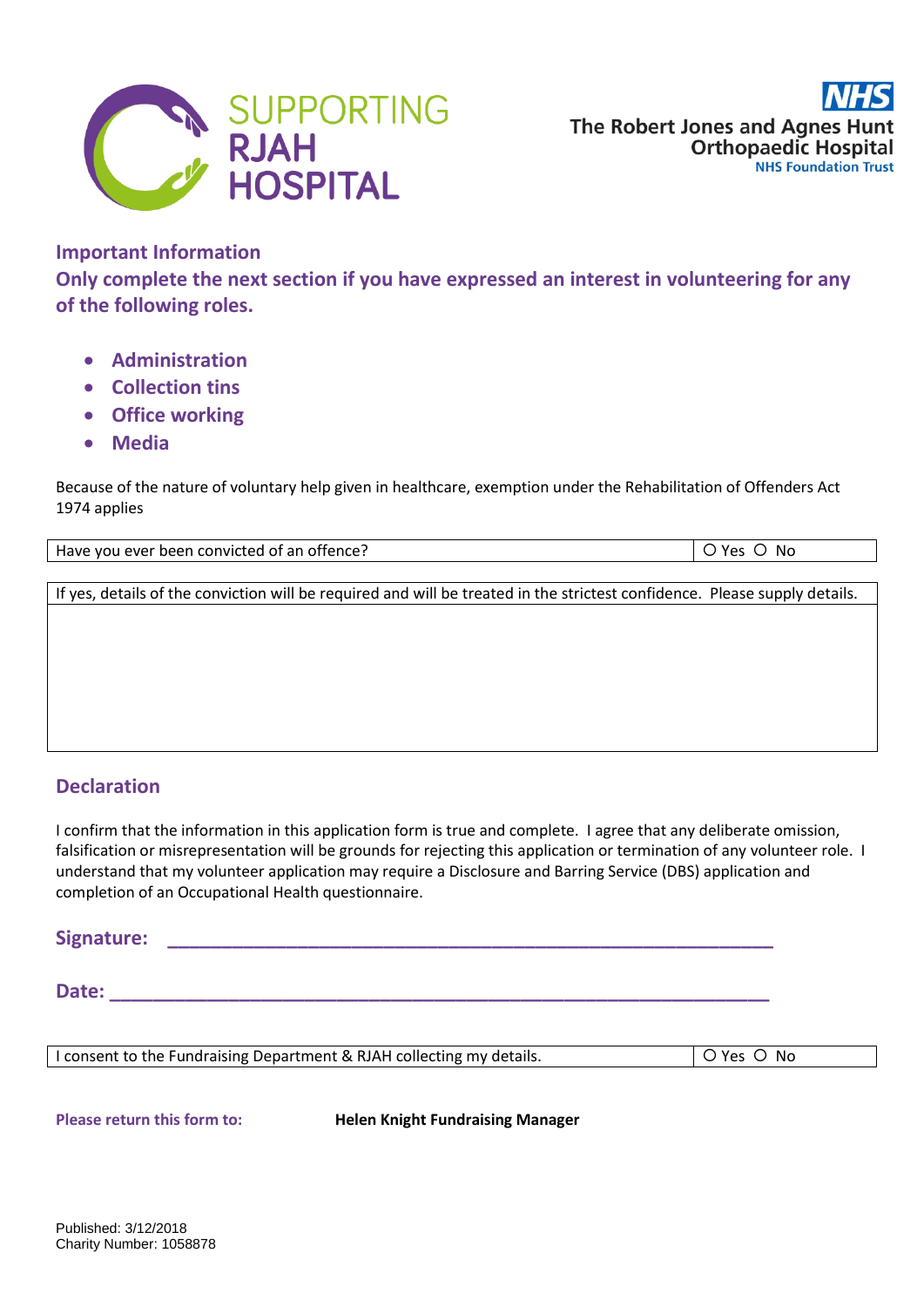SUPPORTING RJAH HOSPITAL

NHS
The Robert Jones and Agnes Hunt Orthopaedic Hospital
NHS Foundation Trust

## Important Information

**Only complete the next section if you have expressed an interest in volunteering for any of the following roles.**

- **Administration**
- **Collection tins**
- **Office working**
- **Media**

Because of the nature of voluntary help given in healthcare, exemption under the Rehabilitation of Offenders Act 1974 applies

| | |
|---|---|
| Have you ever been convicted of an offence? | ○ Yes ○ No |

| |
|---|
| If yes, details of the conviction will be required and will be treated in the strictest confidence. Please supply details. |
| |

## Declaration

I confirm that the information in this application form is true and complete. I agree that any deliberate omission, falsification or misrepresentation will be grounds for rejecting this application or termination of any volunteer role. I understand that my volunteer application may require a Disclosure and Barring Service (DBS) application and completion of an Occupational Health questionnaire.

**Signature:** ____________________________________________

**Date:** ____________________________________________

| | |
|---|---|
| I consent to the Fundraising Department & RJAH collecting my details. | ○ Yes ○ No |

**Please return this form to:** **Helen Knight Fundraising Manager**

Published: 3/12/2018
Charity Number: 1058878